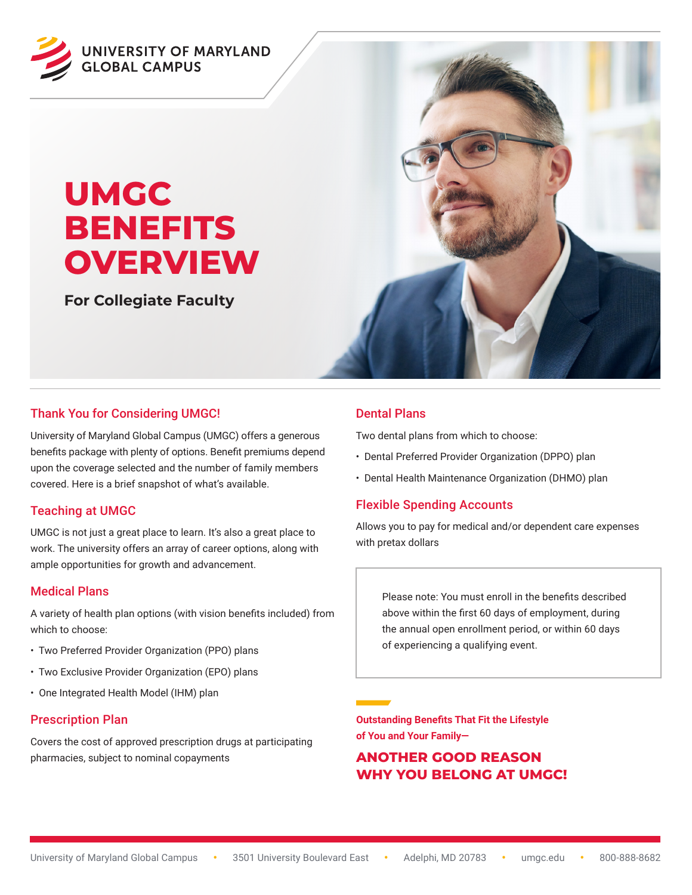UNIVERSITY OF MARYLAND
GLOBAL CAMPUS

# UMGC BENEFITS OVERVIEW

**For Collegiate Faculty**

## Thank You for Considering UMGC!

University of Maryland Global Campus (UMGC) offers a generous benefits package with plenty of options. Benefit premiums depend upon the coverage selected and the number of family members covered. Here is a brief snapshot of what's available.

## Teaching at UMGC

UMGC is not just a great place to learn. It's also a great place to work. The university offers an array of career options, along with ample opportunities for growth and advancement.

## Medical Plans

A variety of health plan options (with vision benefits included) from which to choose:

- Two Preferred Provider Organization (PPO) plans
- Two Exclusive Provider Organization (EPO) plans
- One Integrated Health Model (IHM) plan

## Prescription Plan

Covers the cost of approved prescription drugs at participating pharmacies, subject to nominal copayments

## Dental Plans

Two dental plans from which to choose:

- Dental Preferred Provider Organization (DPPO) plan
- Dental Health Maintenance Organization (DHMO) plan

## Flexible Spending Accounts

Allows you to pay for medical and/or dependent care expenses with pretax dollars

Please note: You must enroll in the benefits described above within the first 60 days of employment, during the annual open enrollment period, or within 60 days of experiencing a qualifying event.

**Outstanding Benefits That Fit the Lifestyle of You and Your Family—**

**ANOTHER GOOD REASON WHY YOU BELONG AT UMGC!**

University of Maryland Global Campus • 3501 University Boulevard East • Adelphi, MD 20783 • umgc.edu • 800-888-8682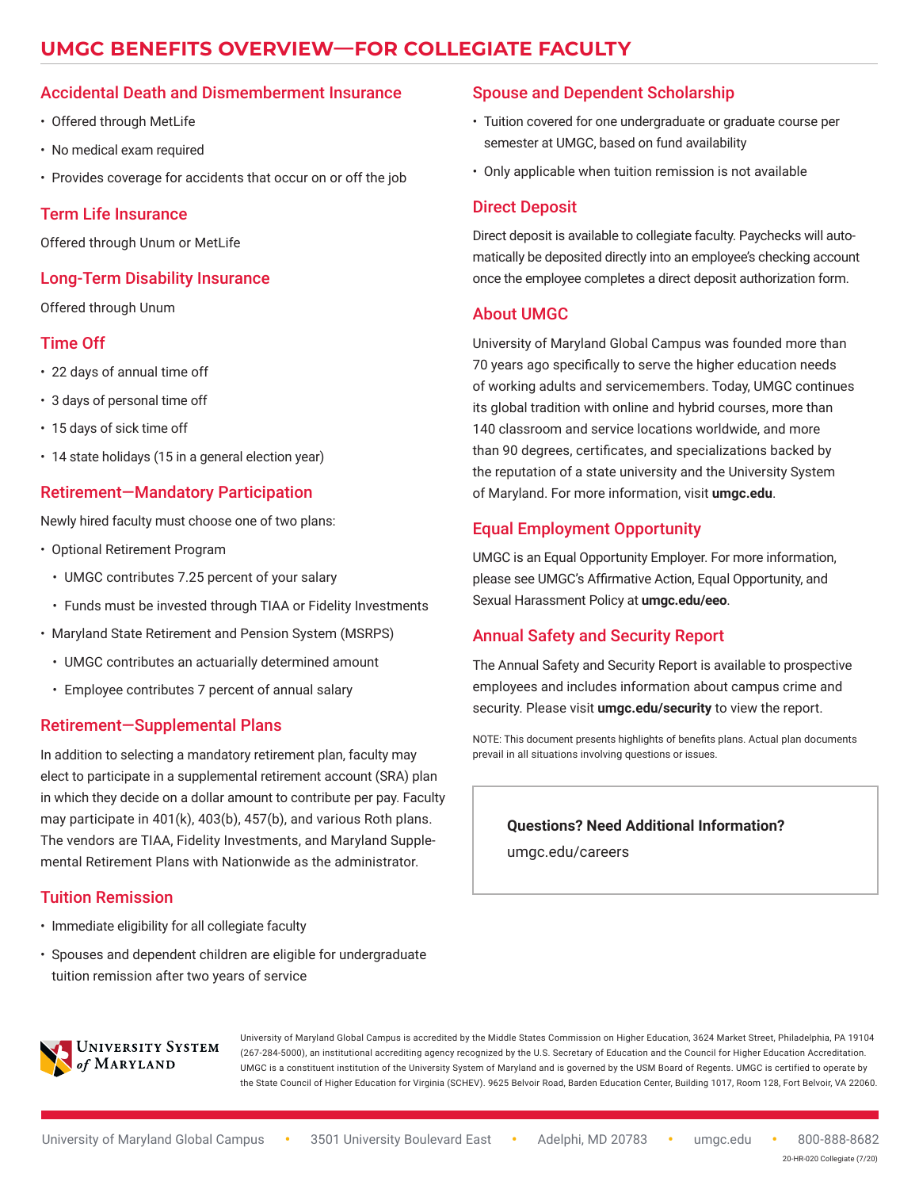# UMGC BENEFITS OVERVIEW—FOR COLLEGIATE FACULTY

## Accidental Death and Dismemberment Insurance

- Offered through MetLife
- No medical exam required
- Provides coverage for accidents that occur on or off the job

## Term Life Insurance

Offered through Unum or MetLife

## Long-Term Disability Insurance

Offered through Unum

## Time Off

- 22 days of annual time off
- 3 days of personal time off
- 15 days of sick time off
- 14 state holidays (15 in a general election year)

## Retirement—Mandatory Participation

Newly hired faculty must choose one of two plans:

- Optional Retirement Program
  - UMGC contributes 7.25 percent of your salary
  - Funds must be invested through TIAA or Fidelity Investments
- Maryland State Retirement and Pension System (MSRPS)
  - UMGC contributes an actuarially determined amount
  - Employee contributes 7 percent of annual salary

## Retirement—Supplemental Plans

In addition to selecting a mandatory retirement plan, faculty may elect to participate in a supplemental retirement account (SRA) plan in which they decide on a dollar amount to contribute per pay. Faculty may participate in 401(k), 403(b), 457(b), and various Roth plans. The vendors are TIAA, Fidelity Investments, and Maryland Supplemental Retirement Plans with Nationwide as the administrator.

## Tuition Remission

- Immediate eligibility for all collegiate faculty
- Spouses and dependent children are eligible for undergraduate tuition remission after two years of service

## Spouse and Dependent Scholarship

- Tuition covered for one undergraduate or graduate course per semester at UMGC, based on fund availability
- Only applicable when tuition remission is not available

## Direct Deposit

Direct deposit is available to collegiate faculty. Paychecks will automatically be deposited directly into an employee's checking account once the employee completes a direct deposit authorization form.

## About UMGC

University of Maryland Global Campus was founded more than 70 years ago specifically to serve the higher education needs of working adults and servicemembers. Today, UMGC continues its global tradition with online and hybrid courses, more than 140 classroom and service locations worldwide, and more than 90 degrees, certificates, and specializations backed by the reputation of a state university and the University System of Maryland. For more information, visit **umgc.edu**.

## Equal Employment Opportunity

UMGC is an Equal Opportunity Employer. For more information, please see UMGC's Affirmative Action, Equal Opportunity, and Sexual Harassment Policy at **umgc.edu/eeo**.

## Annual Safety and Security Report

The Annual Safety and Security Report is available to prospective employees and includes information about campus crime and security. Please visit **umgc.edu/security** to view the report.

NOTE: This document presents highlights of benefits plans. Actual plan documents prevail in all situations involving questions or issues.

**Questions? Need Additional Information?**

umgc.edu/careers

University System of Maryland

University of Maryland Global Campus is accredited by the Middle States Commission on Higher Education, 3624 Market Street, Philadelphia, PA 19104 (267-284-5000), an institutional accrediting agency recognized by the U.S. Secretary of Education and the Council for Higher Education Accreditation. UMGC is a constituent institution of the University System of Maryland and is governed by the USM Board of Regents. UMGC is certified to operate by the State Council of Higher Education for Virginia (SCHEV). 9625 Belvoir Road, Barden Education Center, Building 1017, Room 128, Fort Belvoir, VA 22060.

University of Maryland Global Campus • 3501 University Boulevard East • Adelphi, MD 20783 • umgc.edu • 800-888-8682

20-HR-020 Collegiate (7/20)